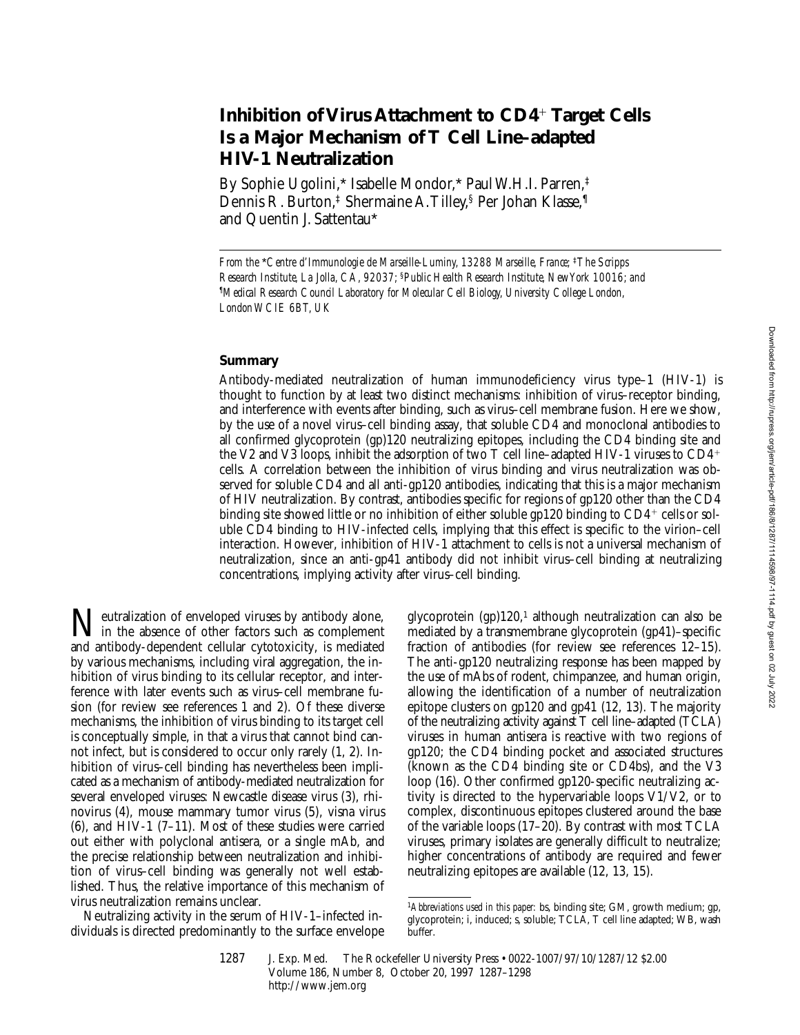# Inhibition of Virus Attachment to CD4+ Target Cells Is a Major Mechanism of T Cell Line–adapted HIV-1 Neutralization

By Sophie Ugolini,* Isabelle Mondor,* Paul W.H.I. Parren,‡ Dennis R. Burton,‡ Shermaine A. Tilley,§ Per Johan Klasse,¶ and Quentin J. Sattentau*

*From the \*Centre d'Immunologie de Marseille-Luminy, 13288 Marseille, France; ‡The Scripps Research Institute, La Jolla, CA, 92037; §Public Health Research Institute, New York 10016; and ¶Medical Research Council Laboratory for Molecular Cell Biology, University College London, London WCIE 6BT, UK*

## Summary

Antibody-mediated neutralization of human immunodeficiency virus type–1 (HIV-1) is thought to function by at least two distinct mechanisms: inhibition of virus–receptor binding, and interference with events after binding, such as virus–cell membrane fusion. Here we show, by the use of a novel virus–cell binding assay, that soluble CD4 and monoclonal antibodies to all confirmed glycoprotein (gp)120 neutralizing epitopes, including the CD4 binding site and the V2 and V3 loops, inhibit the adsorption of two T cell line–adapted HIV-1 viruses to CD4+ cells. A correlation between the inhibition of virus binding and virus neutralization was observed for soluble CD4 and all anti-gp120 antibodies, indicating that this is a major mechanism of HIV neutralization. By contrast, antibodies specific for regions of gp120 other than the CD4 binding site showed little or no inhibition of either soluble gp120 binding to CD4+ cells or soluble CD4 binding to HIV-infected cells, implying that this effect is specific to the virion–cell interaction. However, inhibition of HIV-1 attachment to cells is not a universal mechanism of neutralization, since an anti-gp41 antibody did not inhibit virus–cell binding at neutralizing concentrations, implying activity after virus–cell binding.

Neutralization of enveloped viruses by antibody alone, in the absence of other factors such as complement and antibody-dependent cellular cytotoxicity, is mediated by various mechanisms, including viral aggregation, the inhibition of virus binding to its cellular receptor, and interference with later events such as virus–cell membrane fusion (for review see references 1 and 2). Of these diverse mechanisms, the inhibition of virus binding to its target cell is conceptually simple, in that a virus that cannot bind cannot infect, but is considered to occur only rarely (1, 2). Inhibition of virus–cell binding has nevertheless been implicated as a mechanism of antibody-mediated neutralization for several enveloped viruses: Newcastle disease virus (3), rhinovirus (4), mouse mammary tumor virus (5), visna virus (6), and HIV-1 (7–11). Most of these studies were carried out either with polyclonal antisera, or a single mAb, and the precise relationship between neutralization and inhibition of virus–cell binding was generally not well established. Thus, the relative importance of this mechanism of virus neutralization remains unclear.

Neutralizing activity in the serum of HIV-1–infected individuals is directed predominantly to the surface envelope glycoprotein (gp)120,[1] although neutralization can also be mediated by a transmembrane glycoprotein (gp41)–specific fraction of antibodies (for review see references 12–15). The anti-gp120 neutralizing response has been mapped by the use of mAbs of rodent, chimpanzee, and human origin, allowing the identification of a number of neutralization epitope clusters on gp120 and gp41 (12, 13). The majority of the neutralizing activity against T cell line–adapted (TCLA) viruses in human antisera is reactive with two regions of gp120; the CD4 binding pocket and associated structures (known as the CD4 binding site or CD4bs), and the V3 loop (16). Other confirmed gp120-specific neutralizing activity is directed to the hypervariable loops V1/V2, or to complex, discontinuous epitopes clustered around the base of the variable loops (17–20). By contrast with most TCLA viruses, primary isolates are generally difficult to neutralize; higher concentrations of antibody are required and fewer neutralizing epitopes are available (12, 13, 15).

[1]*Abbreviations used in this paper:* bs, binding site; GM, growth medium; gp, glycoprotein; i, induced; s, soluble; TCLA, T cell line adapted; WB, wash buffer.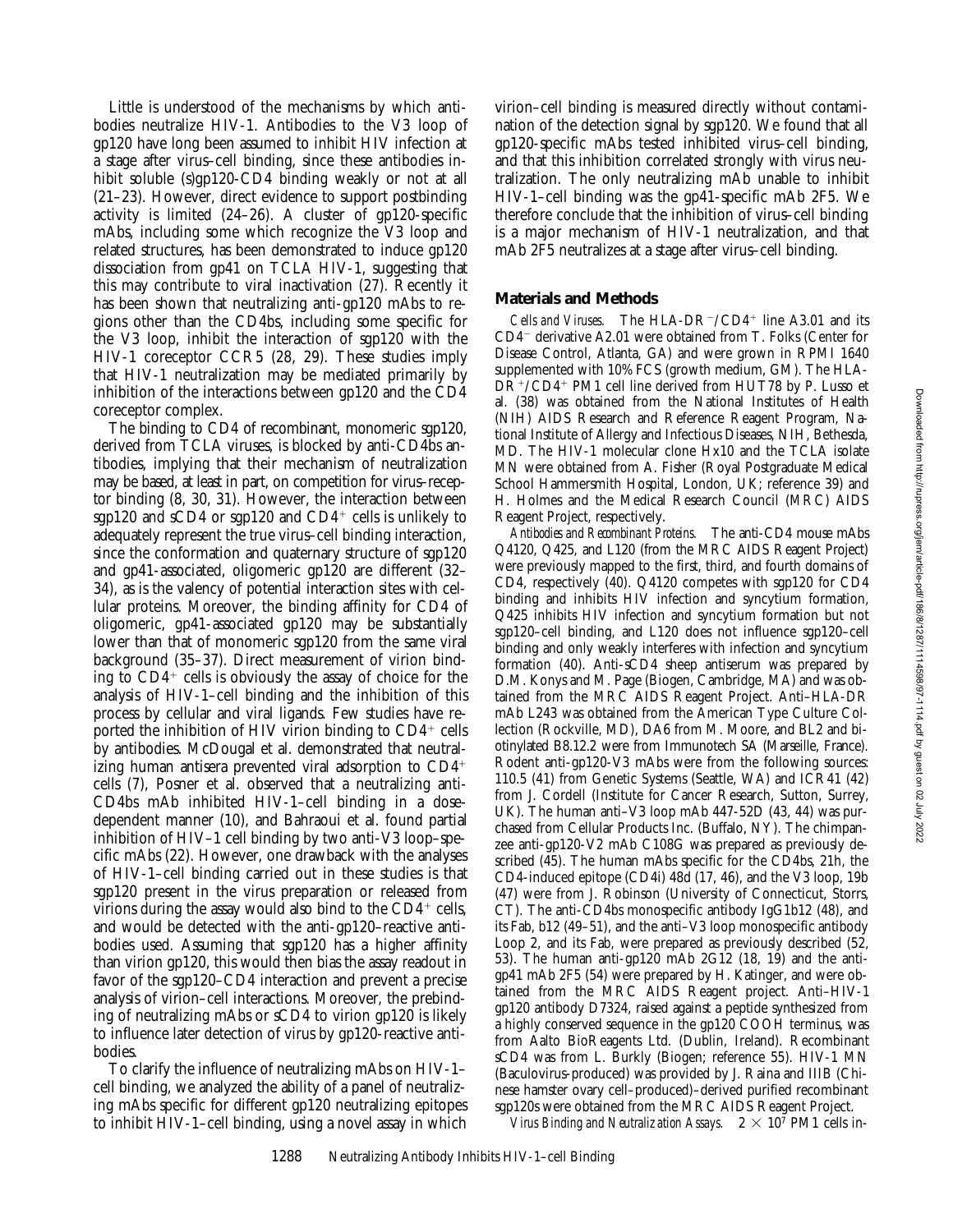Little is understood of the mechanisms by which antibodies neutralize HIV-1. Antibodies to the V3 loop of gp120 have long been assumed to inhibit HIV infection at a stage after virus–cell binding, since these antibodies inhibit soluble (s)gp120-CD4 binding weakly or not at all (21–23). However, direct evidence to support postbinding activity is limited (24–26). A cluster of gp120-specific mAbs, including some which recognize the V3 loop and related structures, has been demonstrated to induce gp120 dissociation from gp41 on TCLA HIV-1, suggesting that this may contribute to viral inactivation (27). Recently it has been shown that neutralizing anti-gp120 mAbs to regions other than the CD4bs, including some specific for the V3 loop, inhibit the interaction of sgp120 with the HIV-1 coreceptor CCR5 (28, 29). These studies imply that HIV-1 neutralization may be mediated primarily by inhibition of the interactions between gp120 and the CD4 coreceptor complex.

The binding to CD4 of recombinant, monomeric sgp120, derived from TCLA viruses, is blocked by anti-CD4bs antibodies, implying that their mechanism of neutralization may be based, at least in part, on competition for virus–receptor binding (8, 30, 31). However, the interaction between sgp120 and sCD4 or sgp120 and CD4$^+$ cells is unlikely to adequately represent the true virus–cell binding interaction, since the conformation and quaternary structure of sgp120 and gp41-associated, oligomeric gp120 are different (32–34), as is the valency of potential interaction sites with cellular proteins. Moreover, the binding affinity for CD4 of oligomeric, gp41-associated gp120 may be substantially lower than that of monomeric sgp120 from the same viral background (35–37). Direct measurement of virion binding to CD4$^+$ cells is obviously the assay of choice for the analysis of HIV-1–cell binding and the inhibition of this process by cellular and viral ligands. Few studies have reported the inhibition of HIV virion binding to CD4$^+$ cells by antibodies. McDougal et al. demonstrated that neutralizing human antisera prevented viral adsorption to CD4$^+$ cells (7), Posner et al. observed that a neutralizing anti-CD4bs mAb inhibited HIV-1–cell binding in a dose-dependent manner (10), and Bahraoui et al. found partial inhibition of HIV–1 cell binding by two anti-V3 loop–specific mAbs (22). However, one drawback with the analyses of HIV-1–cell binding carried out in these studies is that sgp120 present in the virus preparation or released from virions during the assay would also bind to the CD4$^+$ cells, and would be detected with the anti-gp120–reactive antibodies used. Assuming that sgp120 has a higher affinity than virion gp120, this would then bias the assay readout in favor of the sgp120–CD4 interaction and prevent a precise analysis of virion–cell interactions. Moreover, the prebinding of neutralizing mAbs or sCD4 to virion gp120 is likely to influence later detection of virus by gp120-reactive antibodies.

To clarify the influence of neutralizing mAbs on HIV-1–cell binding, we analyzed the ability of a panel of neutralizing mAbs specific for different gp120 neutralizing epitopes to inhibit HIV-1–cell binding, using a novel assay in which virion–cell binding is measured directly without contamination of the detection signal by sgp120. We found that all gp120-specific mAbs tested inhibited virus–cell binding, and that this inhibition correlated strongly with virus neutralization. The only neutralizing mAb unable to inhibit HIV-1–cell binding was the gp41-specific mAb 2F5. We therefore conclude that the inhibition of virus–cell binding is a major mechanism of HIV-1 neutralization, and that mAb 2F5 neutralizes at a stage after virus–cell binding.

## Materials and Methods

*Cells and Viruses.* The HLA-DR$^-$/CD4$^+$ line A3.01 and its CD4$^-$ derivative A2.01 were obtained from T. Folks (Center for Disease Control, Atlanta, GA) and were grown in RPMI 1640 supplemented with 10% FCS (growth medium, GM). The HLA-DR$^+$/CD4$^+$ PM1 cell line derived from HUT78 by P. Lusso et al. (38) was obtained from the National Institutes of Health (NIH) AIDS Research and Reference Reagent Program, National Institute of Allergy and Infectious Diseases, NIH, Bethesda, MD. The HIV-1 molecular clone Hx10 and the TCLA isolate MN were obtained from A. Fisher (Royal Postgraduate Medical School Hammersmith Hospital, London, UK; reference 39) and H. Holmes and the Medical Research Council (MRC) AIDS Reagent Project, respectively.

*Antibodies and Recombinant Proteins.* The anti-CD4 mouse mAbs Q4120, Q425, and L120 (from the MRC AIDS Reagent Project) were previously mapped to the first, third, and fourth domains of CD4, respectively (40). Q4120 competes with sgp120 for CD4 binding and inhibits HIV infection and syncytium formation, Q425 inhibits HIV infection and syncytium formation but not sgp120–cell binding, and L120 does not influence sgp120–cell binding and only weakly interferes with infection and syncytium formation (40). Anti-sCD4 sheep antiserum was prepared by D.M. Konys and M. Page (Biogen, Cambridge, MA) and was obtained from the MRC AIDS Reagent Project. Anti–HLA-DR mAb L243 was obtained from the American Type Culture Collection (Rockville, MD), DA6 from M. Moore, and BL2 and biotinylated B8.12.2 were from Immunotech SA (Marseille, France). Rodent anti-gp120-V3 mAbs were from the following sources: 110.5 (41) from Genetic Systems (Seattle, WA) and ICR41 (42) from J. Cordell (Institute for Cancer Research, Sutton, Surrey, UK). The human anti–V3 loop mAb 447-52D (43, 44) was purchased from Cellular Products Inc. (Buffalo, NY). The chimpanzee anti-gp120-V2 mAb C108G was prepared as previously described (45). The human mAbs specific for the CD4bs, 21h, the CD4-induced epitope (CD4i) 48d (17, 46), and the V3 loop, 19b (47) were from J. Robinson (University of Connecticut, Storrs, CT). The anti-CD4bs monospecific antibody IgG1b12 (48), and its Fab, b12 (49–51), and the anti–V3 loop monospecific antibody Loop 2, and its Fab, were prepared as previously described (52, 53). The human anti-gp120 mAb 2G12 (18, 19) and the anti-gp41 mAb 2F5 (54) were prepared by H. Katinger, and were obtained from the MRC AIDS Reagent project. Anti–HIV-1 gp120 antibody D7324, raised against a peptide synthesized from a highly conserved sequence in the gp120 COOH terminus, was from Aalto BioReagents Ltd. (Dublin, Ireland). Recombinant sCD4 was from L. Burkly (Biogen; reference 55). HIV-1 MN (Baculovirus-produced) was provided by J. Raina and IIIB (Chinese hamster ovary cell–produced)–derived purified recombinant sgp120s were obtained from the MRC AIDS Reagent Project.

*Virus Binding and Neutralization Assays.* $2 \times 10^7$ PM1 cells in-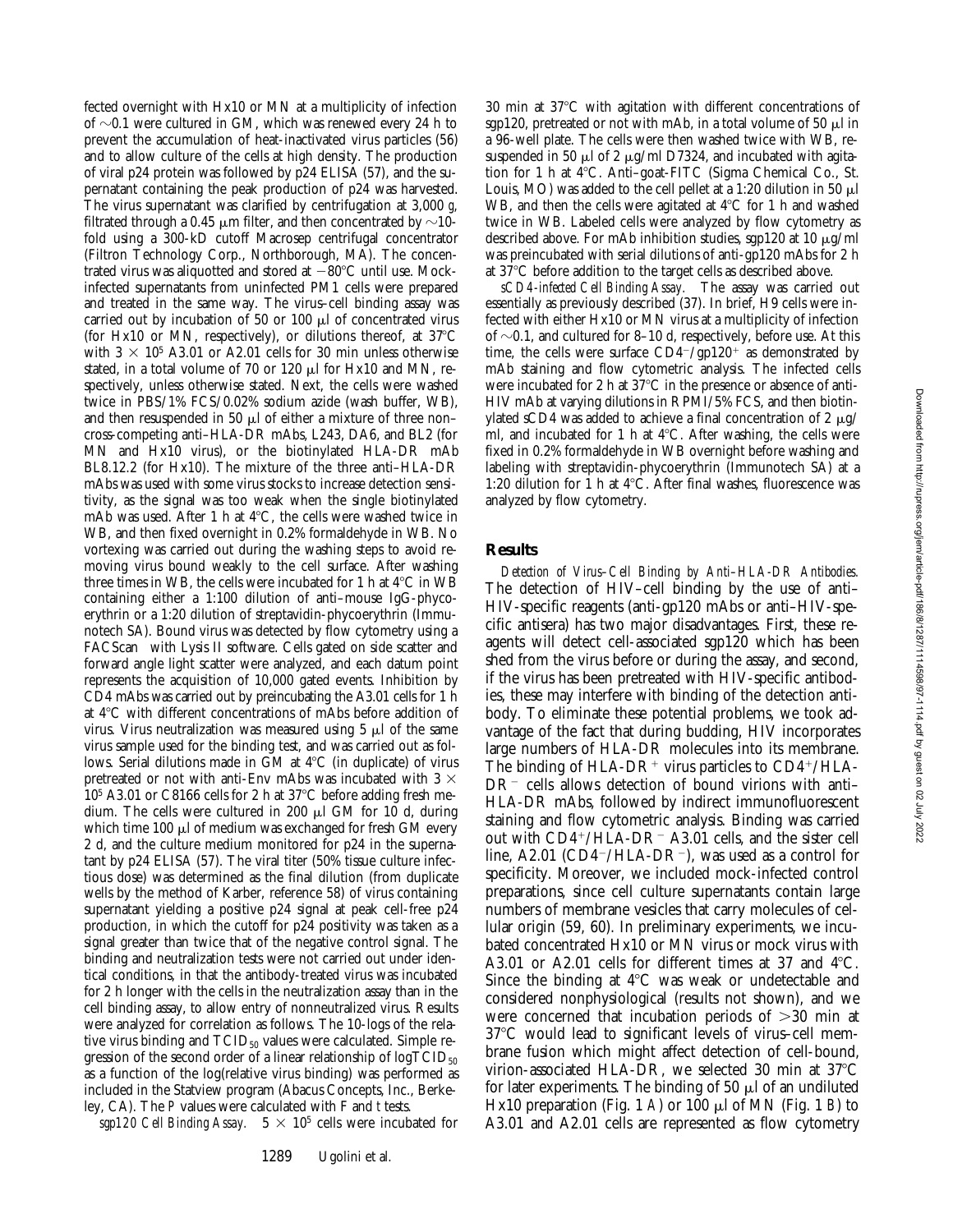fected overnight with Hx10 or MN at a multiplicity of infection of ~0.1 were cultured in GM, which was renewed every 24 h to prevent the accumulation of heat-inactivated virus particles (56) and to allow culture of the cells at high density. The production of viral p24 protein was followed by p24 ELISA (57), and the supernatant containing the peak production of p24 was harvested. The virus supernatant was clarified by centrifugation at 3,000 *g*, filtrated through a 0.45 μm filter, and then concentrated by ~10-fold using a 300-kD cutoff Macrosep centrifugal concentrator (Filtron Technology Corp., Northborough, MA). The concentrated virus was aliquotted and stored at −80°C until use. Mock-infected supernatants from uninfected PM1 cells were prepared and treated in the same way. The virus–cell binding assay was carried out by incubation of 50 or 100 μl of concentrated virus (for Hx10 or MN, respectively), or dilutions thereof, at 37°C with $3 \times 10^5$ A3.01 or A2.01 cells for 30 min unless otherwise stated, in a total volume of 70 or 120 μl for Hx10 and MN, respectively, unless otherwise stated. Next, the cells were washed twice in PBS/1% FCS/0.02% sodium azide (wash buffer, WB), and then resuspended in 50 μl of either a mixture of three non–cross-competing anti–HLA-DR mAbs, L243, DA6, and BL2 (for MN and Hx10 virus), or the biotinylated HLA-DR mAb BL8.12.2 (for Hx10). The mixture of the three anti–HLA-DR mAbs was used with some virus stocks to increase detection sensitivity, as the signal was too weak when the single biotinylated mAb was used. After 1 h at 4°C, the cells were washed twice in WB, and then fixed overnight in 0.2% formaldehyde in WB. No vortexing was carried out during the washing steps to avoid removing virus bound weakly to the cell surface. After washing three times in WB, the cells were incubated for 1 h at 4°C in WB containing either a 1:100 dilution of anti–mouse IgG-phycoerythrin or a 1:20 dilution of streptavidin-phycoerythrin (Immunotech SA). Bound virus was detected by flow cytometry using a FACScan® with Lysis II software. Cells gated on side scatter and forward angle light scatter were analyzed, and each datum point represents the acquisition of 10,000 gated events. Inhibition by CD4 mAbs was carried out by preincubating the A3.01 cells for 1 h at 4°C with different concentrations of mAbs before addition of virus. Virus neutralization was measured using 5 μl of the same virus sample used for the binding test, and was carried out as follows. Serial dilutions made in GM at 4°C (in duplicate) of virus pretreated or not with anti-Env mAbs was incubated with $3 \times 10^5$ A3.01 or C8166 cells for 2 h at 37°C before adding fresh medium. The cells were cultured in 200 μl GM for 10 d, during which time 100 μl of medium was exchanged for fresh GM every 2 d, and the culture medium monitored for p24 in the supernatant by p24 ELISA (57). The viral titer (50% tissue culture infectious dose) was determined as the final dilution (from duplicate wells by the method of Karber, reference 58) of virus containing supernatant yielding a positive p24 signal at peak cell-free p24 production, in which the cutoff for p24 positivity was taken as a signal greater than twice that of the negative control signal. The binding and neutralization tests were not carried out under identical conditions, in that the antibody-treated virus was incubated for 2 h longer with the cells in the neutralization assay than in the cell binding assay, to allow entry of nonneutralized virus. Results were analyzed for correlation as follows. The 10-logs of the relative virus binding and $TCID_{50}$ values were calculated. Simple regression of the second order of a linear relationship of $\log TCID_{50}$ as a function of the log(relative virus binding) was performed as included in the Statview program (Abacus Concepts, Inc., Berkeley, CA). The *P* values were calculated with *F* and *t* tests.

*sgp120 Cell Binding Assay.* $5 \times 10^5$ cells were incubated for 30 min at 37°C with agitation with different concentrations of sgp120, pretreated or not with mAb, in a total volume of 50 μl in a 96-well plate. The cells were then washed twice with WB, resuspended in 50 μl of 2 μg/ml D7324, and incubated with agitation for 1 h at 4°C. Anti–goat-FITC (Sigma Chemical Co., St. Louis, MO) was added to the cell pellet at a 1:20 dilution in 50 μl WB, and then the cells were agitated at 4°C for 1 h and washed twice in WB. Labeled cells were analyzed by flow cytometry as described above. For mAb inhibition studies, sgp120 at 10 μg/ml was preincubated with serial dilutions of anti-gp120 mAbs for 2 h at 37°C before addition to the target cells as described above.

*sCD4-infected Cell Binding Assay.* The assay was carried out essentially as previously described (37). In brief, H9 cells were infected with either Hx10 or MN virus at a multiplicity of infection of ~0.1, and cultured for 8–10 d, respectively, before use. At this time, the cells were surface CD4⁻/gp120⁺ as demonstrated by mAb staining and flow cytometric analysis. The infected cells were incubated for 2 h at 37°C in the presence or absence of anti-HIV mAb at varying dilutions in RPMI/5% FCS, and then biotinylated sCD4 was added to achieve a final concentration of 2 μg/ml, and incubated for 1 h at 4°C. After washing, the cells were fixed in 0.2% formaldehyde in WB overnight before washing and labeling with streptavidin-phycoerythrin (Immunotech SA) at a 1:20 dilution for 1 h at 4°C. After final washes, fluorescence was analyzed by flow cytometry.

## Results

*Detection of Virus–Cell Binding by Anti–HLA-DR Antibodies.* The detection of HIV–cell binding by the use of anti–HIV-specific reagents (anti-gp120 mAbs or anti–HIV-specific antisera) has two major disadvantages. First, these reagents will detect cell-associated sgp120 which has been shed from the virus before or during the assay, and second, if the virus has been pretreated with HIV-specific antibodies, these may interfere with binding of the detection antibody. To eliminate these potential problems, we took advantage of the fact that during budding, HIV incorporates large numbers of HLA-DR molecules into its membrane. The binding of HLA-DR⁺ virus particles to CD4⁺/HLA-DR⁻ cells allows detection of bound virions with anti–HLA-DR mAbs, followed by indirect immunofluorescent staining and flow cytometric analysis. Binding was carried out with CD4⁺/HLA-DR⁻ A3.01 cells, and the sister cell line, A2.01 (CD4⁻/HLA-DR⁻), was used as a control for specificity. Moreover, we included mock-infected control preparations, since cell culture supernatants contain large numbers of membrane vesicles that carry molecules of cellular origin (59, 60). In preliminary experiments, we incubated concentrated Hx10 or MN virus or mock virus with A3.01 or A2.01 cells for different times at 37 and 4°C. Since the binding at 4°C was weak or undetectable and considered nonphysiological (results not shown), and we were concerned that incubation periods of >30 min at 37°C would lead to significant levels of virus–cell membrane fusion which might affect detection of cell-bound, virion-associated HLA-DR, we selected 30 min at 37°C for later experiments. The binding of 50 μl of an undiluted Hx10 preparation (Fig. 1 *A*) or 100 μl of MN (Fig. 1 *B*) to A3.01 and A2.01 cells are represented as flow cytometry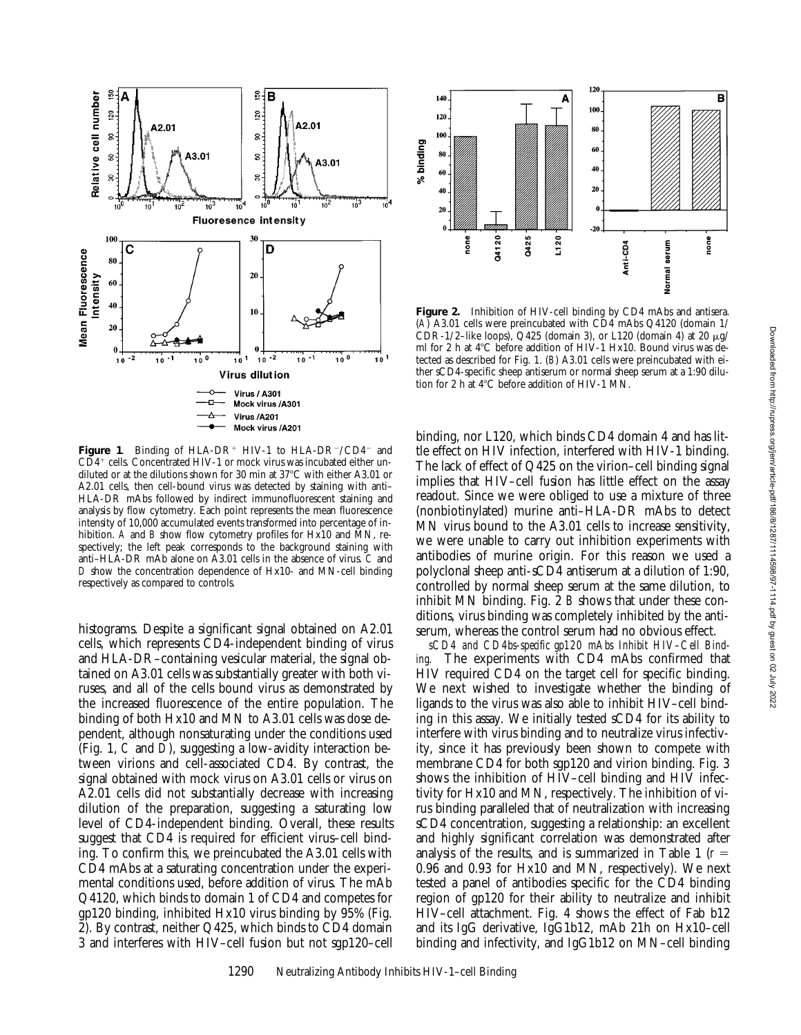**Figure 1.** Binding of HLA-DR$^+$ HIV-1 to HLA-DR$^-$/CD4$^-$ and CD4$^+$ cells. Concentrated HIV-1 or mock virus was incubated either undiluted or at the dilutions shown for 30 min at 37°C with either A3.01 or A2.01 cells, then cell-bound virus was detected by staining with anti–HLA-DR mAbs followed by indirect immunofluorescent staining and analysis by flow cytometry. Each point represents the mean fluorescence intensity of 10,000 accumulated events transformed into percentage of inhibition. *A* and *B* show flow cytometry profiles for Hx10 and MN, respectively; the left peak corresponds to the background staining with anti–HLA-DR mAb alone on A3.01 cells in the absence of virus. *C* and *D* show the concentration dependence of Hx10- and MN-cell binding respectively as compared to controls.

**Figure 2.** Inhibition of HIV-cell binding by CD4 mAbs and antisera. (*A*) A3.01 cells were preincubated with CD4 mAbs Q4120 (domain 1/CDR-1/2–like loops), Q425 (domain 3), or L120 (domain 4) at 20 μg/ml for 2 h at 4°C before addition of HIV-1 Hx10. Bound virus was detected as described for Fig. 1. (*B*) A3.01 cells were preincubated with either sCD4-specific sheep antiserum or normal sheep serum at a 1:90 dilution for 2 h at 4°C before addition of HIV-1 MN.

histograms. Despite a significant signal obtained on A2.01 cells, which represents CD4-independent binding of virus and HLA-DR–containing vesicular material, the signal obtained on A3.01 cells was substantially greater with both viruses, and all of the cells bound virus as demonstrated by the increased fluorescence of the entire population. The binding of both Hx10 and MN to A3.01 cells was dose dependent, although nonsaturating under the conditions used (Fig. 1, *C* and *D*), suggesting a low-avidity interaction between virions and cell-associated CD4. By contrast, the signal obtained with mock virus on A3.01 cells or virus on A2.01 cells did not substantially decrease with increasing dilution of the preparation, suggesting a saturating low level of CD4-independent binding. Overall, these results suggest that CD4 is required for efficient virus–cell binding. To confirm this, we preincubated the A3.01 cells with CD4 mAbs at a saturating concentration under the experimental conditions used, before addition of virus. The mAb Q4120, which binds to domain 1 of CD4 and competes for gp120 binding, inhibited Hx10 virus binding by 95% (Fig. 2). By contrast, neither Q425, which binds to CD4 domain 3 and interferes with HIV–cell fusion but not sgp120–cell binding, nor L120, which binds CD4 domain 4 and has little effect on HIV infection, interfered with HIV-1 binding. The lack of effect of Q425 on the virion–cell binding signal implies that HIV–cell fusion has little effect on the assay readout. Since we were obliged to use a mixture of three (nonbiotinylated) murine anti–HLA-DR mAbs to detect MN virus bound to the A3.01 cells to increase sensitivity, we were unable to carry out inhibition experiments with antibodies of murine origin. For this reason we used a polyclonal sheep anti-sCD4 antiserum at a dilution of 1:90, controlled by normal sheep serum at the same dilution, to inhibit MN binding. Fig. 2 *B* shows that under these conditions, virus binding was completely inhibited by the antiserum, whereas the control serum had no obvious effect.

*sCD4 and CD4bs-specific gp120 mAbs Inhibit HIV–Cell Binding.* The experiments with CD4 mAbs confirmed that HIV required CD4 on the target cell for specific binding. We next wished to investigate whether the binding of ligands to the virus was also able to inhibit HIV–cell binding in this assay. We initially tested sCD4 for its ability to interfere with virus binding and to neutralize virus infectivity, since it has previously been shown to compete with membrane CD4 for both sgp120 and virion binding. Fig. 3 shows the inhibition of HIV–cell binding and HIV infectivity for Hx10 and MN, respectively. The inhibition of virus binding paralleled that of neutralization with increasing sCD4 concentration, suggesting a relationship: an excellent and highly significant correlation was demonstrated after analysis of the results, and is summarized in Table 1 ($r$ = 0.96 and 0.93 for Hx10 and MN, respectively). We next tested a panel of antibodies specific for the CD4 binding region of gp120 for their ability to neutralize and inhibit HIV–cell attachment. Fig. 4 shows the effect of Fab b12 and its IgG derivative, IgG1b12, mAb 21h on Hx10–cell binding and infectivity, and IgG1b12 on MN–cell binding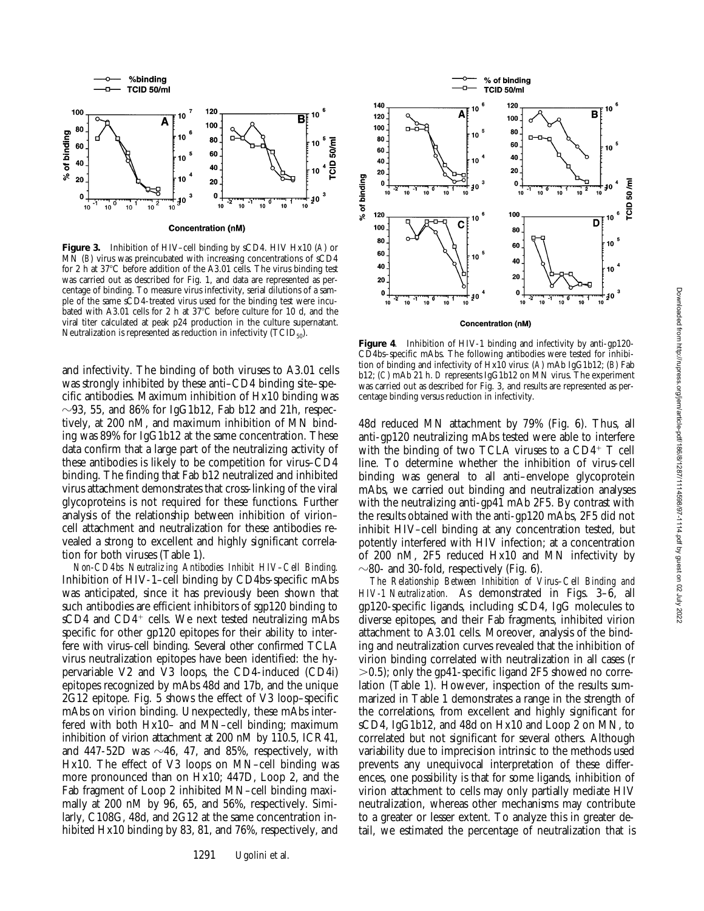**Figure 3.** Inhibition of HIV–cell binding by sCD4. HIV Hx10 (*A*) or MN (*B*) virus was preincubated with increasing concentrations of sCD4 for 2 h at 37°C before addition of the A3.01 cells. The virus binding test was carried out as described for Fig. 1, and data are represented as percentage of binding. To measure virus infectivity, serial dilutions of a sample of the same sCD4-treated virus used for the binding test were incubated with A3.01 cells for 2 h at 37°C before culture for 10 d, and the viral titer calculated at peak p24 production in the culture supernatant. Neutralization is represented as reduction in infectivity ($TCID_{50}$).

**Figure 4.** Inhibition of HIV-1 binding and infectivity by anti-gp120-CD4bs–specific mAbs. The following antibodies were tested for inhibition of binding and infectivity of Hx10 virus: (*A*) mAb IgG1b12; (*B*) Fab b12; (*C*) mAb 21 h. *D* represents IgG1b12 on MN virus. The experiment was carried out as described for Fig. 3, and results are represented as percentage binding versus reduction in infectivity.

and infectivity. The binding of both viruses to A3.01 cells was strongly inhibited by these anti–CD4 binding site–specific antibodies. Maximum inhibition of Hx10 binding was ~93, 55, and 86% for IgG1b12, Fab b12 and 21h, respectively, at 200 nM, and maximum inhibition of MN binding was 89% for IgG1b12 at the same concentration. These data confirm that a large part of the neutralizing activity of these antibodies is likely to be competition for virus–CD4 binding. The finding that Fab b12 neutralized and inhibited virus attachment demonstrates that cross-linking of the viral glycoproteins is not required for these functions. Further analysis of the relationship between inhibition of virion–cell attachment and neutralization for these antibodies revealed a strong to excellent and highly significant correlation for both viruses (Table 1).

*Non-CD4bs Neutralizing Antibodies Inhibit HIV–Cell Binding.* Inhibition of HIV-1–cell binding by CD4bs-specific mAbs was anticipated, since it has previously been shown that such antibodies are efficient inhibitors of sgp120 binding to sCD4 and $CD4^+$ cells. We next tested neutralizing mAbs specific for other gp120 epitopes for their ability to interfere with virus–cell binding. Several other confirmed TCLA virus neutralization epitopes have been identified: the hypervariable V2 and V3 loops, the CD4-induced (CD4i) epitopes recognized by mAbs 48d and 17b, and the unique 2G12 epitope. Fig. 5 shows the effect of V3 loop–specific mAbs on virion binding. Unexpectedly, these mAbs interfered with both Hx10– and MN–cell binding; maximum inhibition of virion attachment at 200 nM by 110.5, ICR41, and 447-52D was ~46, 47, and 85%, respectively, with Hx10. The effect of V3 loops on MN–cell binding was more pronounced than on Hx10; 447D, Loop 2, and the Fab fragment of Loop 2 inhibited MN–cell binding maximally at 200 nM by 96, 65, and 56%, respectively. Similarly, C108G, 48d, and 2G12 at the same concentration inhibited Hx10 binding by 83, 81, and 76%, respectively, and 48d reduced MN attachment by 79% (Fig. 6). Thus, all anti-gp120 neutralizing mAbs tested were able to interfere with the binding of two TCLA viruses to a $CD4^+$ T cell line. To determine whether the inhibition of virus-cell binding was general to all anti–envelope glycoprotein mAbs, we carried out binding and neutralization analyses with the neutralizing anti-gp41 mAb 2F5. By contrast with the results obtained with the anti-gp120 mAbs, 2F5 did not inhibit HIV–cell binding at any concentration tested, but potently interfered with HIV infection; at a concentration of 200 nM, 2F5 reduced Hx10 and MN infectivity by ~80- and 30-fold, respectively (Fig. 6).

*The Relationship Between Inhibition of Virus–Cell Binding and HIV-1 Neutralization.* As demonstrated in Figs. 3–6, all gp120-specific ligands, including sCD4, IgG molecules to diverse epitopes, and their Fab fragments, inhibited virion attachment to A3.01 cells. Moreover, analysis of the binding and neutralization curves revealed that the inhibition of virion binding correlated with neutralization in all cases ($r > 0.5$); only the gp41-specific ligand 2F5 showed no correlation (Table 1). However, inspection of the results summarized in Table 1 demonstrates a range in the strength of the correlations, from excellent and highly significant for sCD4, IgG1b12, and 48d on Hx10 and Loop 2 on MN, to correlated but not significant for several others. Although variability due to imprecision intrinsic to the methods used prevents any unequivocal interpretation of these differences, one possibility is that for some ligands, inhibition of virion attachment to cells may only partially mediate HIV neutralization, whereas other mechanisms may contribute to a greater or lesser extent. To analyze this in greater detail, we estimated the percentage of neutralization that is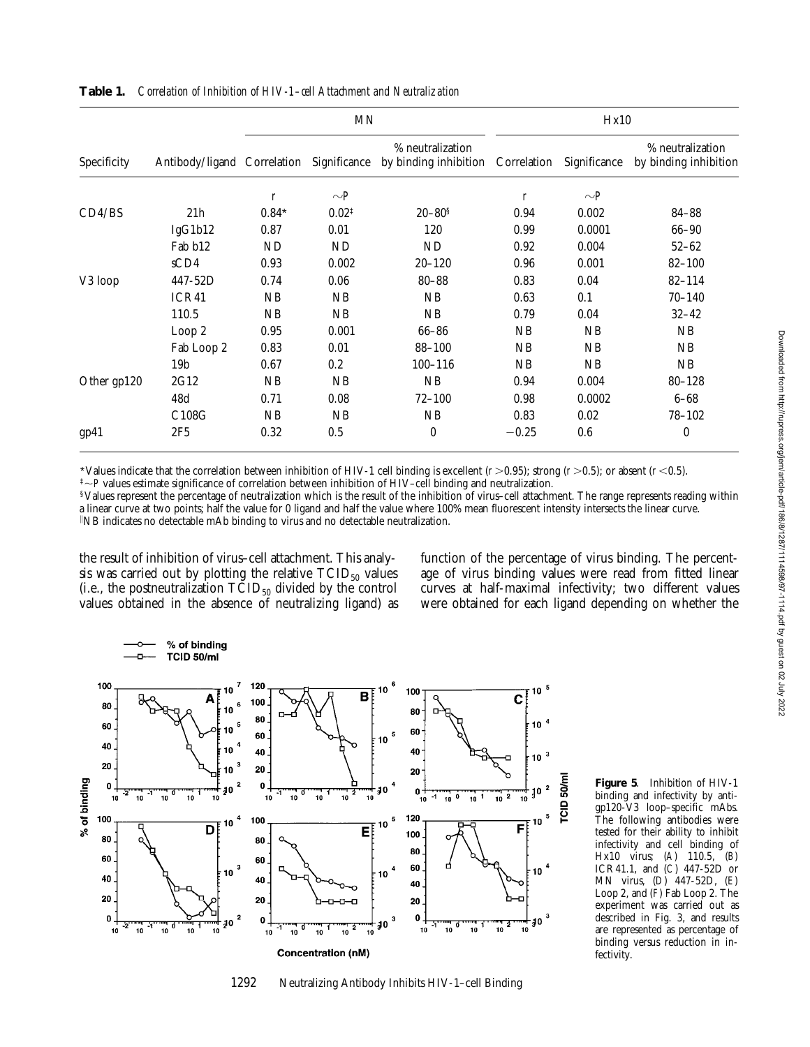**Table 1.** *Correlation of Inhibition of HIV-1–cell Attachment and Neutralization*

| Specificity | Antibody/ligand | MN | | | Hx10 | | |
|---|---|---|---|---|---|---|---|
| | | Correlation | Significance | % neutralization by binding inhibition | Correlation | Significance | % neutralization by binding inhibition |
| | | r | ∼P | | r | ∼P | |
| CD4/BS | 21h | 0.84* | 0.02‡ | 20–80§ | 0.94 | 0.002 | 84–88 |
| | IgG1b12 | 0.87 | 0.01 | 120 | 0.99 | 0.0001 | 66–90 |
| | Fab b12 | ND | ND | ND | 0.92 | 0.004 | 52–62 |
| | sCD4 | 0.93 | 0.002 | 20–120 | 0.96 | 0.001 | 82–100 |
| V3 loop | 447-52D | 0.74 | 0.06 | 80–88 | 0.83 | 0.04 | 82–114 |
| | ICR41 | NB | NB | NB | 0.63 | 0.1 | 70–140 |
| | 110.5 | NB | NB | NB | 0.79 | 0.04 | 32–42 |
| | Loop 2 | 0.95 | 0.001 | 66–86 | NB | NB | NB |
| | Fab Loop 2 | 0.83 | 0.01 | 88–100 | NB | NB | NB |
| | 19b | 0.67 | 0.2 | 100–116 | NB | NB | NB |
| Other gp120 | 2G12 | NB | NB | NB | 0.94 | 0.004 | 80–128 |
| | 48d | 0.71 | 0.08 | 72–100 | 0.98 | 0.0002 | 6–68 |
| | C108G | NB | NB | NB | 0.83 | 0.02 | 78–102 |
| gp41 | 2F5 | 0.32 | 0.5 | 0 | −0.25 | 0.6 | 0 |

*Values indicate that the correlation between inhibition of HIV-1 cell binding is excellent ($r > 0.95$); strong ($r > 0.5$); or absent ($r < 0.5$).
‡∼P values estimate significance of correlation between inhibition of HIV–cell binding and neutralization.
§Values represent the percentage of neutralization which is the result of the inhibition of virus–cell attachment. The range represents reading within a linear curve at two points; half the value for 0 ligand and half the value where 100% mean fluorescent intensity intersects the linear curve.
‖NB indicates no detectable mAb binding to virus and no detectable neutralization.

the result of inhibition of virus–cell attachment. This analysis was carried out by plotting the relative $TCID_{50}$ values (i.e., the postneutralization $TCID_{50}$ divided by the control values obtained in the absence of neutralizing ligand) as function of the percentage of virus binding. The percentage of virus binding values were read from fitted linear curves at half-maximal infectivity; two different values were obtained for each ligand depending on whether the

**Figure 5**. Inhibition of HIV-1 binding and infectivity by anti-gp120-V3 loop–specific mAbs. The following antibodies were tested for their ability to inhibit infectivity and cell binding of Hx10 virus; (*A*) 110.5, (*B*) ICR41.1, and (*C*) 447-52D or MN virus, (*D*) 447-52D, (*E*) Loop 2, and (*F*) Fab Loop 2. The experiment was carried out as described in Fig. 3, and results are represented as percentage of binding versus reduction in infectivity.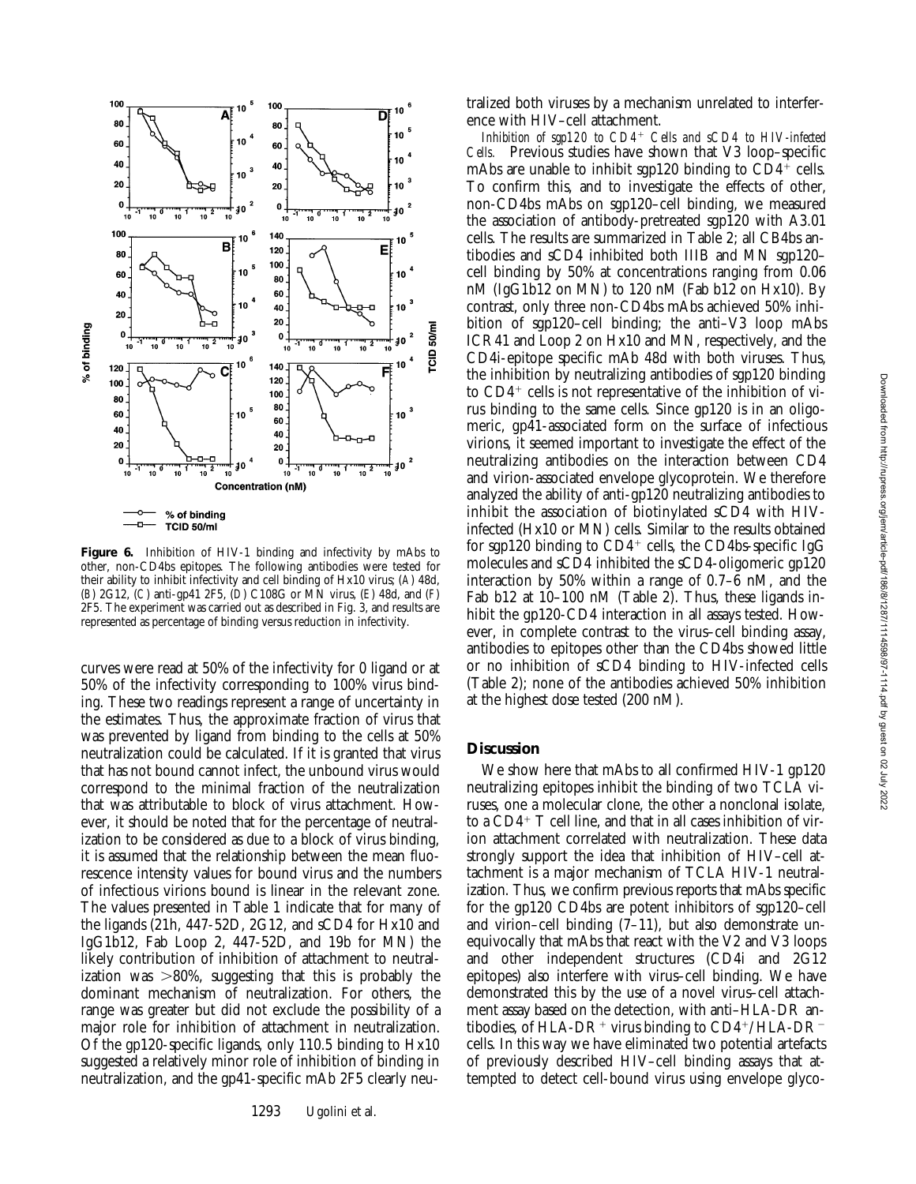**Figure 6.** Inhibition of HIV-1 binding and infectivity by mAbs to other, non-CD4bs epitopes. The following antibodies were tested for their ability to inhibit infectivity and cell binding of Hx10 virus; (*A*) 48d, (*B*) 2G12, (*C*) anti-gp41 2F5, (*D*) C108G or MN virus, (*E*) 48d, and (*F*) 2F5. The experiment was carried out as described in Fig. 3, and results are represented as percentage of binding versus reduction in infectivity.

curves were read at 50% of the infectivity for 0 ligand or at 50% of the infectivity corresponding to 100% virus binding. These two readings represent a range of uncertainty in the estimates. Thus, the approximate fraction of virus that was prevented by ligand from binding to the cells at 50% neutralization could be calculated. If it is granted that virus that has not bound cannot infect, the unbound virus would correspond to the minimal fraction of the neutralization that was attributable to block of virus attachment. However, it should be noted that for the percentage of neutralization to be considered as due to a block of virus binding, it is assumed that the relationship between the mean fluorescence intensity values for bound virus and the numbers of infectious virions bound is linear in the relevant zone. The values presented in Table 1 indicate that for many of the ligands (21h, 447-52D, 2G12, and sCD4 for Hx10 and IgG1b12, Fab Loop 2, 447-52D, and 19b for MN) the likely contribution of inhibition of attachment to neutralization was >80%, suggesting that this is probably the dominant mechanism of neutralization. For others, the range was greater but did not exclude the possibility of a major role for inhibition of attachment in neutralization. Of the gp120-specific ligands, only 110.5 binding to Hx10 suggested a relatively minor role of inhibition of binding in neutralization, and the gp41-specific mAb 2F5 clearly neutralized both viruses by a mechanism unrelated to interference with HIV–cell attachment.

*Inhibition of sgp120 to CD4$^+$ Cells and sCD4 to HIV-infected Cells.* Previous studies have shown that V3 loop–specific mAbs are unable to inhibit sgp120 binding to CD4$^+$ cells. To confirm this, and to investigate the effects of other, non-CD4bs mAbs on sgp120–cell binding, we measured the association of antibody-pretreated sgp120 with A3.01 cells. The results are summarized in Table 2; all CB4bs antibodies and sCD4 inhibited both IIIB and MN sgp120–cell binding by 50% at concentrations ranging from 0.06 nM (IgG1b12 on MN) to 120 nM (Fab b12 on Hx10). By contrast, only three non-CD4bs mAbs achieved 50% inhibition of sgp120–cell binding; the anti–V3 loop mAbs ICR41 and Loop 2 on Hx10 and MN, respectively, and the CD4i-epitope specific mAb 48d with both viruses. Thus, the inhibition by neutralizing antibodies of sgp120 binding to CD4$^+$ cells is not representative of the inhibition of virus binding to the same cells. Since gp120 is in an oligomeric, gp41-associated form on the surface of infectious virions, it seemed important to investigate the effect of the neutralizing antibodies on the interaction between CD4 and virion-associated envelope glycoprotein. We therefore analyzed the ability of anti-gp120 neutralizing antibodies to inhibit the association of biotinylated sCD4 with HIV-infected (Hx10 or MN) cells. Similar to the results obtained for sgp120 binding to CD4$^+$ cells, the CD4bs-specific IgG molecules and sCD4 inhibited the sCD4-oligomeric gp120 interaction by 50% within a range of 0.7–6 nM, and the Fab b12 at 10–100 nM (Table 2). Thus, these ligands inhibit the gp120-CD4 interaction in all assays tested. However, in complete contrast to the virus–cell binding assay, antibodies to epitopes other than the CD4bs showed little or no inhibition of sCD4 binding to HIV-infected cells (Table 2); none of the antibodies achieved 50% inhibition at the highest dose tested (200 nM).

## Discussion

We show here that mAbs to all confirmed HIV-1 gp120 neutralizing epitopes inhibit the binding of two TCLA viruses, one a molecular clone, the other a nonclonal isolate, to a CD4$^+$ T cell line, and that in all cases inhibition of virion attachment correlated with neutralization. These data strongly support the idea that inhibition of HIV–cell attachment is a major mechanism of TCLA HIV-1 neutralization. Thus, we confirm previous reports that mAbs specific for the gp120 CD4bs are potent inhibitors of sgp120–cell and virion–cell binding (7–11), but also demonstrate unequivocally that mAbs that react with the V2 and V3 loops and other independent structures (CD4i and 2G12 epitopes) also interfere with virus–cell binding. We have demonstrated this by the use of a novel virus–cell attachment assay based on the detection, with anti–HLA-DR antibodies, of HLA-DR$^+$ virus binding to CD4$^+$/HLA-DR$^-$ cells. In this way we have eliminated two potential artefacts of previously described HIV–cell binding assays that attempted to detect cell-bound virus using envelope glyco-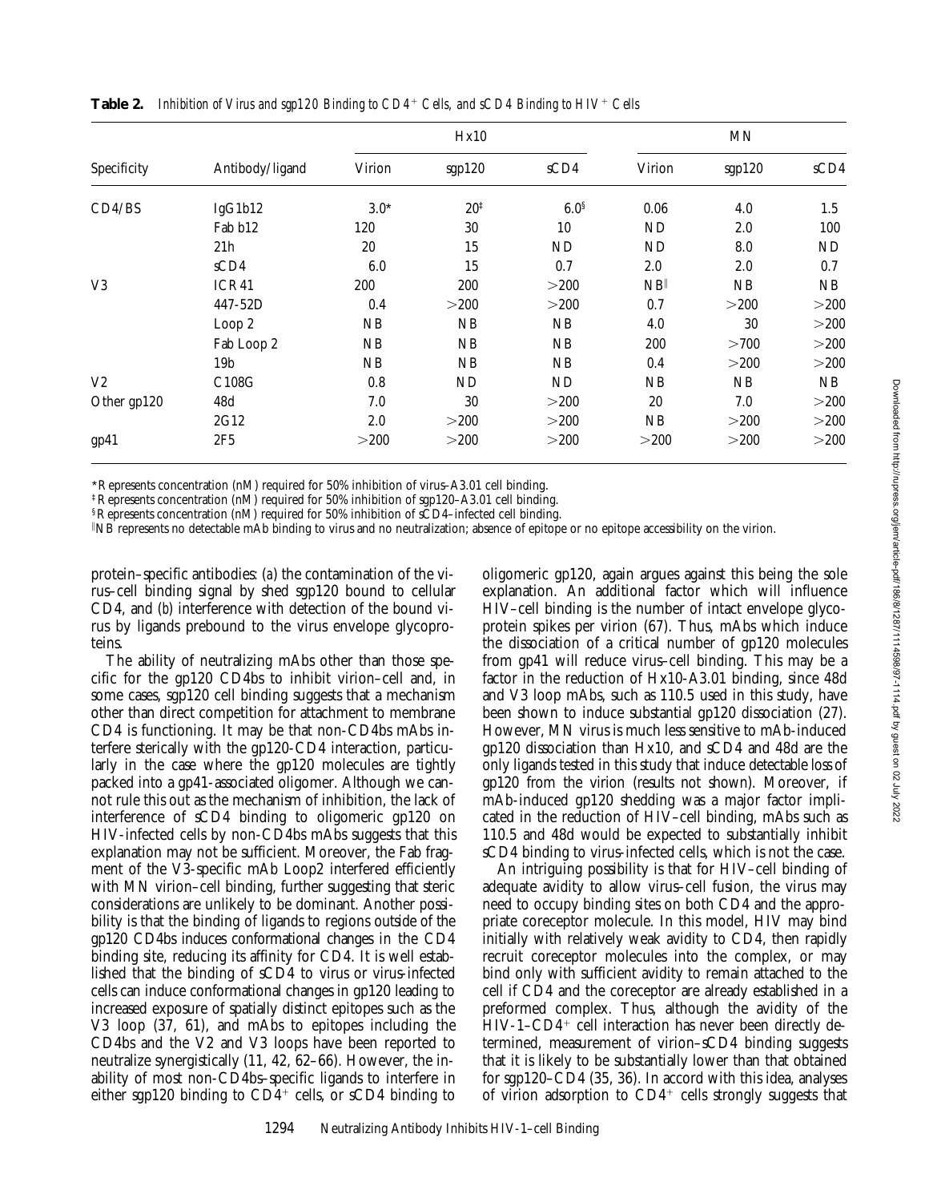**Table 2.** *Inhibition of Virus and sgp120 Binding to CD4[+] Cells, and sCD4 Binding to HIV[+] Cells*

| Specificity | Antibody/ligand | Hx10 | | | MN | | |
|---|---|---|---|---|---|---|---|
| | | Virion | sgp120 | sCD4 | Virion | sgp120 | sCD4 |
| CD4/BS | IgG1b12 | 3.0* | 20[‡] | 6.0[§] | 0.06 | 4.0 | 1.5 |
| | Fab b12 | 120 | 30 | 10 | ND | 2.0 | 100 |
| | 21h | 20 | 15 | ND | ND | 8.0 | ND |
| | sCD4 | 6.0 | 15 | 0.7 | 2.0 | 2.0 | 0.7 |
| V3 | ICR41 | 200 | 200 | >200 | NB[‖] | NB | NB |
| | 447-52D | 0.4 | >200 | >200 | 0.7 | >200 | >200 |
| | Loop 2 | NB | NB | NB | 4.0 | 30 | >200 |
| | Fab Loop 2 | NB | NB | NB | 200 | >700 | >200 |
| | 19b | NB | NB | NB | 0.4 | >200 | >200 |
| V2 | C108G | 0.8 | ND | ND | NB | NB | NB |
| Other gp120 | 48d | 7.0 | 30 | >200 | 20 | 7.0 | >200 |
| | 2G12 | 2.0 | >200 | >200 | NB | >200 | >200 |
| gp41 | 2F5 | >200 | >200 | >200 | >200 | >200 | >200 |

*Represents concentration (nM) required for 50% inhibition of virus–A3.01 cell binding.

[‡]Represents concentration (nM) required for 50% inhibition of sgp120–A3.01 cell binding.

[§]Represents concentration (nM) required for 50% inhibition of sCD4–infected cell binding.

[‖]NB represents no detectable mAb binding to virus and no neutralization; absence of epitope or no epitope accessibility on the virion.

protein–specific antibodies: (*a*) the contamination of the virus–cell binding signal by shed sgp120 bound to cellular CD4, and (*b*) interference with detection of the bound virus by ligands prebound to the virus envelope glycoproteins.

The ability of neutralizing mAbs other than those specific for the gp120 CD4bs to inhibit virion–cell and, in some cases, sgp120 cell binding suggests that a mechanism other than direct competition for attachment to membrane CD4 is functioning. It may be that non-CD4bs mAbs interfere sterically with the gp120-CD4 interaction, particularly in the case where the gp120 molecules are tightly packed into a gp41-associated oligomer. Although we cannot rule this out as the mechanism of inhibition, the lack of interference of sCD4 binding to oligomeric gp120 on HIV-infected cells by non-CD4bs mAbs suggests that this explanation may not be sufficient. Moreover, the Fab fragment of the V3-specific mAb Loop2 interfered efficiently with MN virion–cell binding, further suggesting that steric considerations are unlikely to be dominant. Another possibility is that the binding of ligands to regions outside of the gp120 CD4bs induces conformational changes in the CD4 binding site, reducing its affinity for CD4. It is well established that the binding of sCD4 to virus or virus-infected cells can induce conformational changes in gp120 leading to increased exposure of spatially distinct epitopes such as the V3 loop (37, 61), and mAbs to epitopes including the CD4bs and the V2 and V3 loops have been reported to neutralize synergistically (11, 42, 62–66). However, the inability of most non-CD4bs–specific ligands to interfere in either sgp120 binding to CD4[+] cells, or sCD4 binding to oligomeric gp120, again argues against this being the sole explanation. An additional factor which will influence HIV–cell binding is the number of intact envelope glycoprotein spikes per virion (67). Thus, mAbs which induce the dissociation of a critical number of gp120 molecules from gp41 will reduce virus–cell binding. This may be a factor in the reduction of Hx10-A3.01 binding, since 48d and V3 loop mAbs, such as 110.5 used in this study, have been shown to induce substantial gp120 dissociation (27). However, MN virus is much less sensitive to mAb-induced gp120 dissociation than Hx10, and sCD4 and 48d are the only ligands tested in this study that induce detectable loss of gp120 from the virion (results not shown). Moreover, if mAb-induced gp120 shedding was a major factor implicated in the reduction of HIV–cell binding, mAbs such as 110.5 and 48d would be expected to substantially inhibit sCD4 binding to virus-infected cells, which is not the case.

An intriguing possibility is that for HIV–cell binding of adequate avidity to allow virus–cell fusion, the virus may need to occupy binding sites on both CD4 and the appropriate coreceptor molecule. In this model, HIV may bind initially with relatively weak avidity to CD4, then rapidly recruit coreceptor molecules into the complex, or may bind only with sufficient avidity to remain attached to the cell if CD4 and the coreceptor are already established in a preformed complex. Thus, although the avidity of the HIV-1–CD4[+] cell interaction has never been directly determined, measurement of virion–sCD4 binding suggests that it is likely to be substantially lower than that obtained for sgp120–CD4 (35, 36). In accord with this idea, analyses of virion adsorption to CD4[+] cells strongly suggests that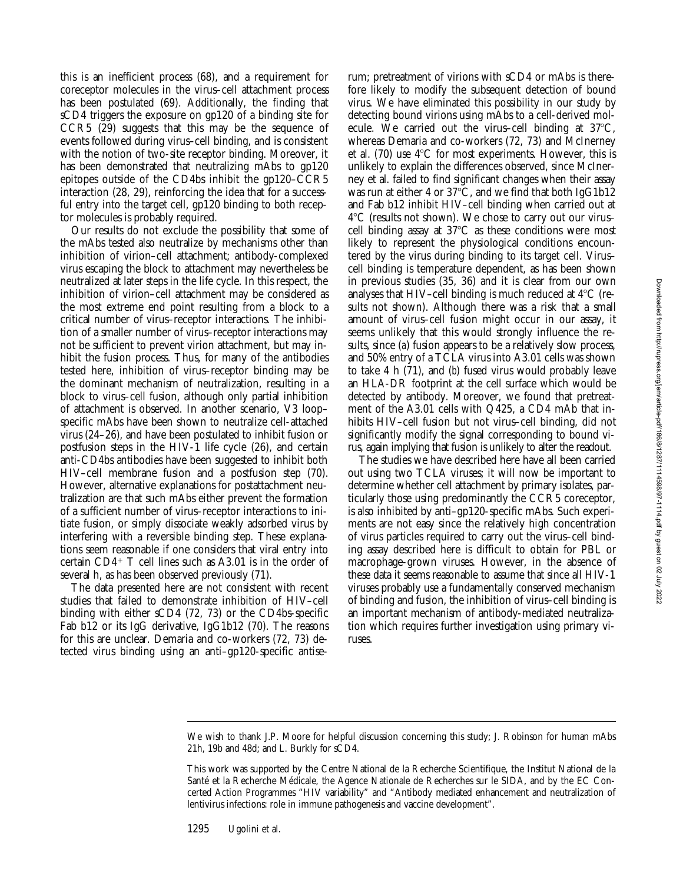this is an inefficient process (68), and a requirement for coreceptor molecules in the virus–cell attachment process has been postulated (69). Additionally, the finding that sCD4 triggers the exposure on gp120 of a binding site for CCR5 (29) suggests that this may be the sequence of events followed during virus–cell binding, and is consistent with the notion of two-site receptor binding. Moreover, it has been demonstrated that neutralizing mAbs to gp120 epitopes outside of the CD4bs inhibit the gp120–CCR5 interaction (28, 29), reinforcing the idea that for a successful entry into the target cell, gp120 binding to both receptor molecules is probably required.

Our results do not exclude the possibility that some of the mAbs tested also neutralize by mechanisms other than inhibition of virion–cell attachment; antibody-complexed virus escaping the block to attachment may nevertheless be neutralized at later steps in the life cycle. In this respect, the inhibition of virion–cell attachment may be considered as the most extreme end point resulting from a block to a critical number of virus–receptor interactions. The inhibition of a smaller number of virus–receptor interactions may not be sufficient to prevent virion attachment, but may inhibit the fusion process. Thus, for many of the antibodies tested here, inhibition of virus–receptor binding may be the dominant mechanism of neutralization, resulting in a block to virus–cell fusion, although only partial inhibition of attachment is observed. In another scenario, V3 loop–specific mAbs have been shown to neutralize cell-attached virus (24–26), and have been postulated to inhibit fusion or postfusion steps in the HIV-1 life cycle (26), and certain anti-CD4bs antibodies have been suggested to inhibit both HIV–cell membrane fusion and a postfusion step (70). However, alternative explanations for postattachment neutralization are that such mAbs either prevent the formation of a sufficient number of virus–receptor interactions to initiate fusion, or simply dissociate weakly adsorbed virus by interfering with a reversible binding step. These explanations seem reasonable if one considers that viral entry into certain $CD4^+$ T cell lines such as A3.01 is in the order of several h, as has been observed previously (71).

The data presented here are not consistent with recent studies that failed to demonstrate inhibition of HIV–cell binding with either sCD4 (72, 73) or the CD4bs-specific Fab b12 or its IgG derivative, IgG1b12 (70). The reasons for this are unclear. Demaria and co-workers (72, 73) detected virus binding using an anti–gp120-specific antiserum; pretreatment of virions with sCD4 or mAbs is therefore likely to modify the subsequent detection of bound virus. We have eliminated this possibility in our study by detecting bound virions using mAbs to a cell-derived molecule. We carried out the virus–cell binding at 37°C, whereas Demaria and co-workers (72, 73) and McInerney et al. (70) use 4°C for most experiments. However, this is unlikely to explain the differences observed, since McInerney et al. failed to find significant changes when their assay was run at either 4 or 37°C, and we find that both IgG1b12 and Fab b12 inhibit HIV–cell binding when carried out at 4°C (results not shown). We chose to carry out our virus–cell binding assay at 37°C as these conditions were most likely to represent the physiological conditions encountered by the virus during binding to its target cell. Virus–cell binding is temperature dependent, as has been shown in previous studies (35, 36) and it is clear from our own analyses that HIV–cell binding is much reduced at 4°C (results not shown). Although there was a risk that a small amount of virus–cell fusion might occur in our assay, it seems unlikely that this would strongly influence the results, since (*a*) fusion appears to be a relatively slow process, and 50% entry of a TCLA virus into A3.01 cells was shown to take 4 h (71), and (*b*) fused virus would probably leave an HLA-DR footprint at the cell surface which would be detected by antibody. Moreover, we found that pretreatment of the A3.01 cells with Q425, a CD4 mAb that inhibits HIV–cell fusion but not virus–cell binding, did not significantly modify the signal corresponding to bound virus, again implying that fusion is unlikely to alter the readout.

The studies we have described here have all been carried out using two TCLA viruses; it will now be important to determine whether cell attachment by primary isolates, particularly those using predominantly the CCR5 coreceptor, is also inhibited by anti–gp120-specific mAbs. Such experiments are not easy since the relatively high concentration of virus particles required to carry out the virus–cell binding assay described here is difficult to obtain for PBL or macrophage-grown viruses. However, in the absence of these data it seems reasonable to assume that since all HIV-1 viruses probably use a fundamentally conserved mechanism of binding and fusion, the inhibition of virus–cell binding is an important mechanism of antibody-mediated neutralization which requires further investigation using primary viruses.

We wish to thank J.P. Moore for helpful discussion concerning this study; J. Robinson for human mAbs 21h, 19b and 48d; and L. Burkly for sCD4.

This work was supported by the Centre National de la Recherche Scientifique, the Institut National de la Santé et la Recherche Médicale, the Agence Nationale de Recherches sur le SIDA, and by the EC Concerted Action Programmes "HIV variability" and "Antibody mediated enhancement and neutralization of lentivirus infections: role in immune pathogenesis and vaccine development".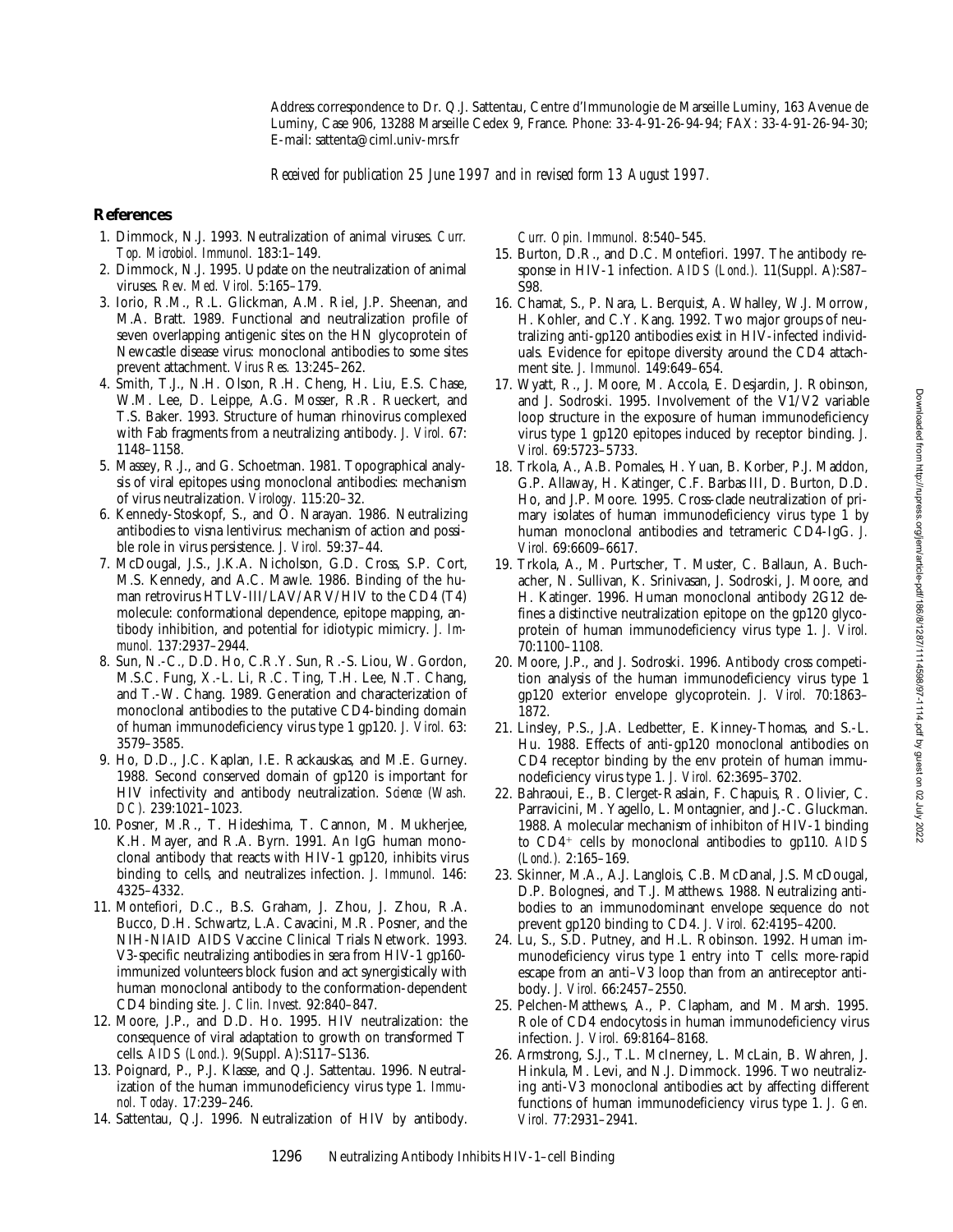Address correspondence to Dr. Q.J. Sattentau, Centre d'Immunologie de Marseille Luminy, 163 Avenue de Luminy, Case 906, 13288 Marseille Cedex 9, France. Phone: 33-4-91-26-94-94; FAX: 33-4-91-26-94-30; E-mail: sattenta@ciml.univ-mrs.fr

*Received for publication 25 June 1997 and in revised form 13 August 1997.*

## References

1. Dimmock, N.J. 1993. Neutralization of animal viruses. *Curr. Top. Microbiol. Immunol.* 183:1–149.
2. Dimmock, N.J. 1995. Update on the neutralization of animal viruses. *Rev. Med. Virol.* 5:165–179.
3. Iorio, R.M., R.L. Glickman, A.M. Riel, J.P. Sheenan, and M.A. Bratt. 1989. Functional and neutralization profile of seven overlapping antigenic sites on the HN glycoprotein of Newcastle disease virus: monoclonal antibodies to some sites prevent attachment. *Virus Res.* 13:245–262.
4. Smith, T.J., N.H. Olson, R.H. Cheng, H. Liu, E.S. Chase, W.M. Lee, D. Leippe, A.G. Mosser, R.R. Rueckert, and T.S. Baker. 1993. Structure of human rhinovirus complexed with Fab fragments from a neutralizing antibody. *J. Virol.* 67: 1148–1158.
5. Massey, R.J., and G. Schoetman. 1981. Topographical analysis of viral epitopes using monoclonal antibodies: mechanism of virus neutralization. *Virology.* 115:20–32.
6. Kennedy-Stoskopf, S., and O. Narayan. 1986. Neutralizing antibodies to visna lentivirus: mechanism of action and possible role in virus persistence. *J. Virol.* 59:37–44.
7. McDougal, J.S., J.K.A. Nicholson, G.D. Cross, S.P. Cort, M.S. Kennedy, and A.C. Mawle. 1986. Binding of the human retrovirus HTLV-III/LAV/ARV/HIV to the CD4 (T4) molecule: conformational dependence, epitope mapping, antibody inhibition, and potential for idiotypic mimicry. *J. Immunol.* 137:2937–2944.
8. Sun, N.-C., D.D. Ho, C.R.Y. Sun, R.-S. Liou, W. Gordon, M.S.C. Fung, X.-L. Li, R.C. Ting, T.H. Lee, N.T. Chang, and T.-W. Chang. 1989. Generation and characterization of monoclonal antibodies to the putative CD4-binding domain of human immunodeficiency virus type 1 gp120. *J. Virol.* 63: 3579–3585.
9. Ho, D.D., J.C. Kaplan, I.E. Rackauskas, and M.E. Gurney. 1988. Second conserved domain of gp120 is important for HIV infectivity and antibody neutralization. *Science (Wash. DC).* 239:1021–1023.
10. Posner, M.R., T. Hideshima, T. Cannon, M. Mukherjee, K.H. Mayer, and R.A. Byrn. 1991. An IgG human monoclonal antibody that reacts with HIV-1 gp120, inhibits virus binding to cells, and neutralizes infection. *J. Immunol.* 146: 4325–4332.
11. Montefiori, D.C., B.S. Graham, J. Zhou, J. Zhou, R.A. Bucco, D.H. Schwartz, L.A. Cavacini, M.R. Posner, and the NIH-NIAID AIDS Vaccine Clinical Trials Network. 1993. V3-specific neutralizing antibodies in sera from HIV-1 gp160-immunized volunteers block fusion and act synergistically with human monoclonal antibody to the conformation-dependent CD4 binding site. *J. Clin. Invest.* 92:840–847.
12. Moore, J.P., and D.D. Ho. 1995. HIV neutralization: the consequence of viral adaptation to growth on transformed T cells. *AIDS (Lond.).* 9(Suppl. A):S117–S136.
13. Poignard, P., P.J. Klasse, and Q.J. Sattentau. 1996. Neutralization of the human immunodeficiency virus type 1. *Immunol. Today.* 17:239–246.
14. Sattentau, Q.J. 1996. Neutralization of HIV by antibody. *Curr. Opin. Immunol.* 8:540–545.
15. Burton, D.R., and D.C. Montefiori. 1997. The antibody response in HIV-1 infection. *AIDS (Lond.).* 11(Suppl. A):S87–S98.
16. Chamat, S., P. Nara, L. Berquist, A. Whalley, W.J. Morrow, H. Kohler, and C.Y. Kang. 1992. Two major groups of neutralizing anti-gp120 antibodies exist in HIV-infected individuals. Evidence for epitope diversity around the CD4 attachment site. *J. Immunol.* 149:649–654.
17. Wyatt, R., J. Moore, M. Accola, E. Desjardin, J. Robinson, and J. Sodroski. 1995. Involvement of the V1/V2 variable loop structure in the exposure of human immunodeficiency virus type 1 gp120 epitopes induced by receptor binding. *J. Virol.* 69:5723–5733.
18. Trkola, A., A.B. Pomales, H. Yuan, B. Korber, P.J. Maddon, G.P. Allaway, H. Katinger, C.F. Barbas III, D. Burton, D.D. Ho, and J.P. Moore. 1995. Cross-clade neutralization of primary isolates of human immunodeficiency virus type 1 by human monoclonal antibodies and tetrameric CD4-IgG. *J. Virol.* 69:6609–6617.
19. Trkola, A., M. Purtscher, T. Muster, C. Ballaun, A. Buchacher, N. Sullivan, K. Srinivasan, J. Sodroski, J. Moore, and H. Katinger. 1996. Human monoclonal antibody 2G12 defines a distinctive neutralization epitope on the gp120 glycoprotein of human immunodeficiency virus type 1. *J. Virol.* 70:1100–1108.
20. Moore, J.P., and J. Sodroski. 1996. Antibody cross competition analysis of the human immunodeficiency virus type 1 gp120 exterior envelope glycoprotein. *J. Virol.* 70:1863–1872.
21. Linsley, P.S., J.A. Ledbetter, E. Kinney-Thomas, and S.-L. Hu. 1988. Effects of anti-gp120 monoclonal antibodies on CD4 receptor binding by the env protein of human immunodeficiency virus type 1. *J. Virol.* 62:3695–3702.
22. Bahraoui, E., B. Clerget-Raslain, F. Chapuis, R. Olivier, C. Parravicini, M. Yagello, L. Montagnier, and J.-C. Gluckman. 1988. A molecular mechanism of inhibiton of HIV-1 binding to CD4+ cells by monoclonal antibodies to gp110. *AIDS (Lond.).* 2:165–169.
23. Skinner, M.A., A.J. Langlois, C.B. McDanal, J.S. McDougal, D.P. Bolognesi, and T.J. Matthews. 1988. Neutralizing antibodies to an immunodominant envelope sequence do not prevent gp120 binding to CD4. *J. Virol.* 62:4195–4200.
24. Lu, S., S.D. Putney, and H.L. Robinson. 1992. Human immunodeficiency virus type 1 entry into T cells: more-rapid escape from an anti–V3 loop than from an antireceptor antibody. *J. Virol.* 66:2457–2550.
25. Pelchen-Matthews, A., P. Clapham, and M. Marsh. 1995. Role of CD4 endocytosis in human immunodeficiency virus infection. *J. Virol.* 69:8164–8168.
26. Armstrong, S.J., T.L. McInerney, L. McLain, B. Wahren, J. Hinkula, M. Levi, and N.J. Dimmock. 1996. Two neutralizing anti-V3 monoclonal antibodies act by affecting different functions of human immunodeficiency virus type 1. *J. Gen. Virol.* 77:2931–2941.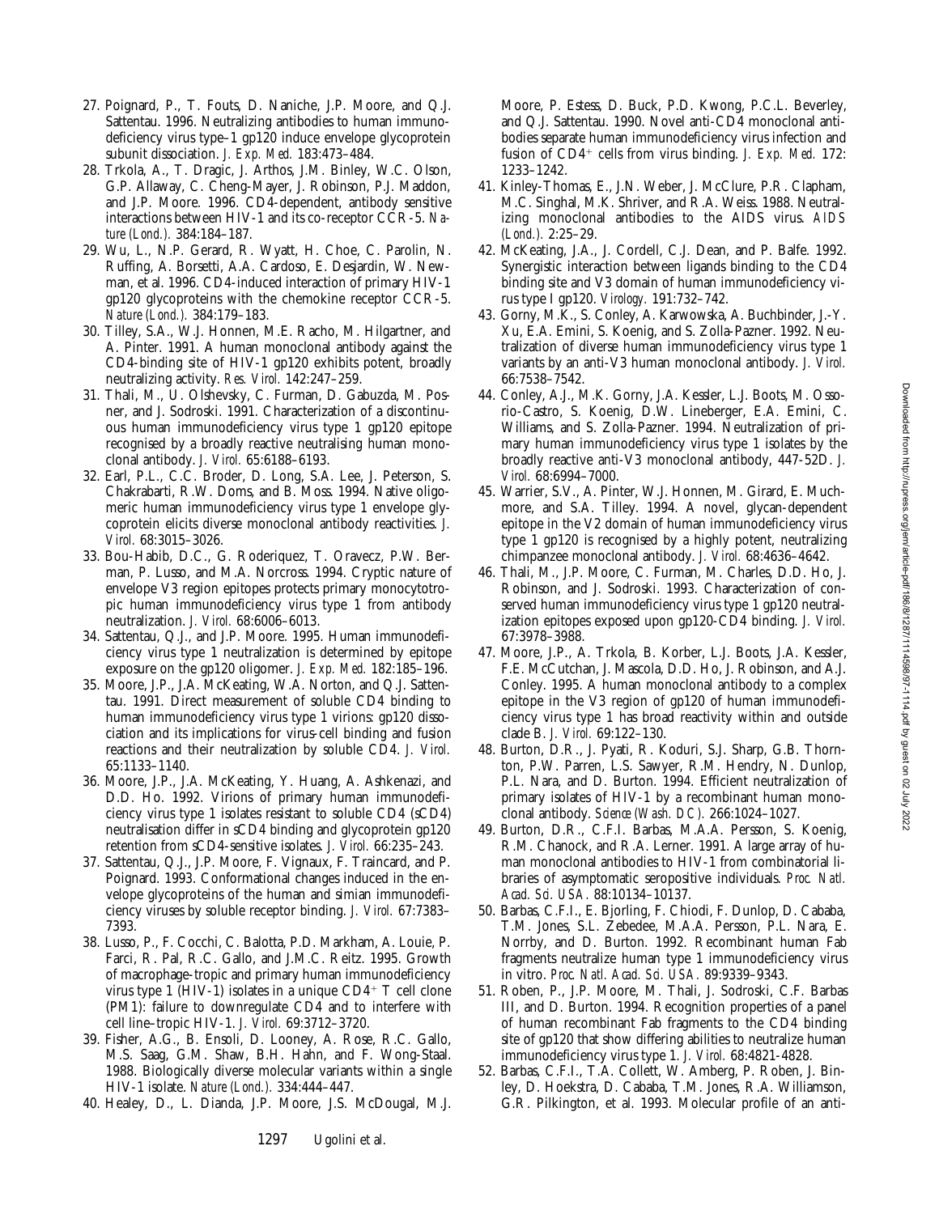27. Poignard, P., T. Fouts, D. Naniche, J.P. Moore, and Q.J. Sattentau. 1996. Neutralizing antibodies to human immunodeficiency virus type–1 gp120 induce envelope glycoprotein subunit dissociation. *J. Exp. Med.* 183:473–484.
28. Trkola, A., T. Dragic, J. Arthos, J.M. Binley, W.C. Olson, G.P. Allaway, C. Cheng-Mayer, J. Robinson, P.J. Maddon, and J.P. Moore. 1996. CD4-dependent, antibody sensitive interactions between HIV-1 and its co-receptor CCR-5. *Nature (Lond.).* 384:184–187.
29. Wu, L., N.P. Gerard, R. Wyatt, H. Choe, C. Parolin, N. Ruffing, A. Borsetti, A.A. Cardoso, E. Desjardin, W. Newman, et al. 1996. CD4-induced interaction of primary HIV-1 gp120 glycoproteins with the chemokine receptor CCR-5. *Nature (Lond.).* 384:179–183.
30. Tilley, S.A., W.J. Honnen, M.E. Racho, M. Hilgartner, and A. Pinter. 1991. A human monoclonal antibody against the CD4-binding site of HIV-1 gp120 exhibits potent, broadly neutralizing activity. *Res. Virol.* 142:247–259.
31. Thali, M., U. Olshevsky, C. Furman, D. Gabuzda, M. Posner, and J. Sodroski. 1991. Characterization of a discontinuous human immunodeficiency virus type 1 gp120 epitope recognised by a broadly reactive neutralising human monoclonal antibody. *J. Virol.* 65:6188–6193.
32. Earl, P.L., C.C. Broder, D. Long, S.A. Lee, J. Peterson, S. Chakrabarti, R.W. Doms, and B. Moss. 1994. Native oligomeric human immunodeficiency virus type 1 envelope glycoprotein elicits diverse monoclonal antibody reactivities. *J. Virol.* 68:3015–3026.
33. Bou-Habib, D.C., G. Roderiquez, T. Oravecz, P.W. Berman, P. Lusso, and M.A. Norcross. 1994. Cryptic nature of envelope V3 region epitopes protects primary monocytotropic human immunodeficiency virus type 1 from antibody neutralization. *J. Virol.* 68:6006–6013.
34. Sattentau, Q.J., and J.P. Moore. 1995. Human immunodeficiency virus type 1 neutralization is determined by epitope exposure on the gp120 oligomer. *J. Exp. Med.* 182:185–196.
35. Moore, J.P., J.A. McKeating, W.A. Norton, and Q.J. Sattentau. 1991. Direct measurement of soluble CD4 binding to human immunodeficiency virus type 1 virions: gp120 dissociation and its implications for virus-cell binding and fusion reactions and their neutralization by soluble CD4. *J. Virol.* 65:1133–1140.
36. Moore, J.P., J.A. McKeating, Y. Huang, A. Ashkenazi, and D.D. Ho. 1992. Virions of primary human immunodeficiency virus type 1 isolates resistant to soluble CD4 (sCD4) neutralisation differ in sCD4 binding and glycoprotein gp120 retention from sCD4-sensitive isolates. *J. Virol.* 66:235–243.
37. Sattentau, Q.J., J.P. Moore, F. Vignaux, F. Traincard, and P. Poignard. 1993. Conformational changes induced in the envelope glycoproteins of the human and simian immunodeficiency viruses by soluble receptor binding. *J. Virol.* 67:7383–7393.
38. Lusso, P., F. Cocchi, C. Balotta, P.D. Markham, A. Louie, P. Farci, R. Pal, R.C. Gallo, and J.M.C. Reitz. 1995. Growth of macrophage-tropic and primary human immunodeficiency virus type 1 (HIV-1) isolates in a unique CD4$^+$ T cell clone (PM1): failure to downregulate CD4 and to interfere with cell line–tropic HIV-1. *J. Virol.* 69:3712–3720.
39. Fisher, A.G., B. Ensoli, D. Looney, A. Rose, R.C. Gallo, M.S. Saag, G.M. Shaw, B.H. Hahn, and F. Wong-Staal. 1988. Biologically diverse molecular variants within a single HIV-1 isolate. *Nature (Lond.).* 334:444–447.
40. Healey, D., L. Dianda, J.P. Moore, J.S. McDougal, M.J. Moore, P. Estess, D. Buck, P.D. Kwong, P.C.L. Beverley, and Q.J. Sattentau. 1990. Novel anti-CD4 monoclonal antibodies separate human immunodeficiency virus infection and fusion of CD4$^+$ cells from virus binding. *J. Exp. Med.* 172:1233–1242.
41. Kinley-Thomas, E., J.N. Weber, J. McClure, P.R. Clapham, M.C. Singhal, M.K. Shriver, and R.A. Weiss. 1988. Neutralizing monoclonal antibodies to the AIDS virus. *AIDS (Lond.).* 2:25–29.
42. McKeating, J.A., J. Cordell, C.J. Dean, and P. Balfe. 1992. Synergistic interaction between ligands binding to the CD4 binding site and V3 domain of human immunodeficiency virus type I gp120. *Virology.* 191:732–742.
43. Gorny, M.K., S. Conley, A. Karwowska, A. Buchbinder, J.-Y. Xu, E.A. Emini, S. Koenig, and S. Zolla-Pazner. 1992. Neutralization of diverse human immunodeficiency virus type 1 variants by an anti-V3 human monoclonal antibody. *J. Virol.* 66:7538–7542.
44. Conley, A.J., M.K. Gorny, J.A. Kessler, L.J. Boots, M. Ossorio-Castro, S. Koenig, D.W. Lineberger, E.A. Emini, C. Williams, and S. Zolla-Pazner. 1994. Neutralization of primary human immunodeficiency virus type 1 isolates by the broadly reactive anti-V3 monoclonal antibody, 447-52D. *J. Virol.* 68:6994–7000.
45. Warrier, S.V., A. Pinter, W.J. Honnen, M. Girard, E. Muchmore, and S.A. Tilley. 1994. A novel, glycan-dependent epitope in the V2 domain of human immunodeficiency virus type 1 gp120 is recognised by a highly potent, neutralizing chimpanzee monoclonal antibody. *J. Virol.* 68:4636–4642.
46. Thali, M., J.P. Moore, C. Furman, M. Charles, D.D. Ho, J. Robinson, and J. Sodroski. 1993. Characterization of conserved human immunodeficiency virus type 1 gp120 neutralization epitopes exposed upon gp120-CD4 binding. *J. Virol.* 67:3978–3988.
47. Moore, J.P., A. Trkola, B. Korber, L.J. Boots, J.A. Kessler, F.E. McCutchan, J. Mascola, D.D. Ho, J. Robinson, and A.J. Conley. 1995. A human monoclonal antibody to a complex epitope in the V3 region of gp120 of human immunodeficiency virus type 1 has broad reactivity within and outside clade B. *J. Virol.* 69:122–130.
48. Burton, D.R., J. Pyati, R. Koduri, S.J. Sharp, G.B. Thornton, P.W. Parren, L.S. Sawyer, R.M. Hendry, N. Dunlop, P.L. Nara, and D. Burton. 1994. Efficient neutralization of primary isolates of HIV-1 by a recombinant human monoclonal antibody. *Science (Wash. DC).* 266:1024–1027.
49. Burton, D.R., C.F.I. Barbas, M.A.A. Persson, S. Koenig, R.M. Chanock, and R.A. Lerner. 1991. A large array of human monoclonal antibodies to HIV-1 from combinatorial libraries of asymptomatic seropositive individuals. *Proc. Natl. Acad. Sci. USA.* 88:10134–10137.
50. Barbas, C.F.I., E. Bjorling, F. Chiodi, F. Dunlop, D. Cababa, T.M. Jones, S.L. Zebedee, M.A.A. Persson, P.L. Nara, E. Norrby, and D. Burton. 1992. Recombinant human Fab fragments neutralize human type 1 immunodeficiency virus in vitro. *Proc. Natl. Acad. Sci. USA.* 89:9339–9343.
51. Roben, P., J.P. Moore, M. Thali, J. Sodroski, C.F. Barbas III, and D. Burton. 1994. Recognition properties of a panel of human recombinant Fab fragments to the CD4 binding site of gp120 that show differing abilities to neutralize human immunodeficiency virus type 1. *J. Virol.* 68:4821-4828.
52. Barbas, C.F.I., T.A. Collett, W. Amberg, P. Roben, J. Binley, D. Hoekstra, D. Cababa, T.M. Jones, R.A. Williamson, G.R. Pilkington, et al. 1993. Molecular profile of an anti-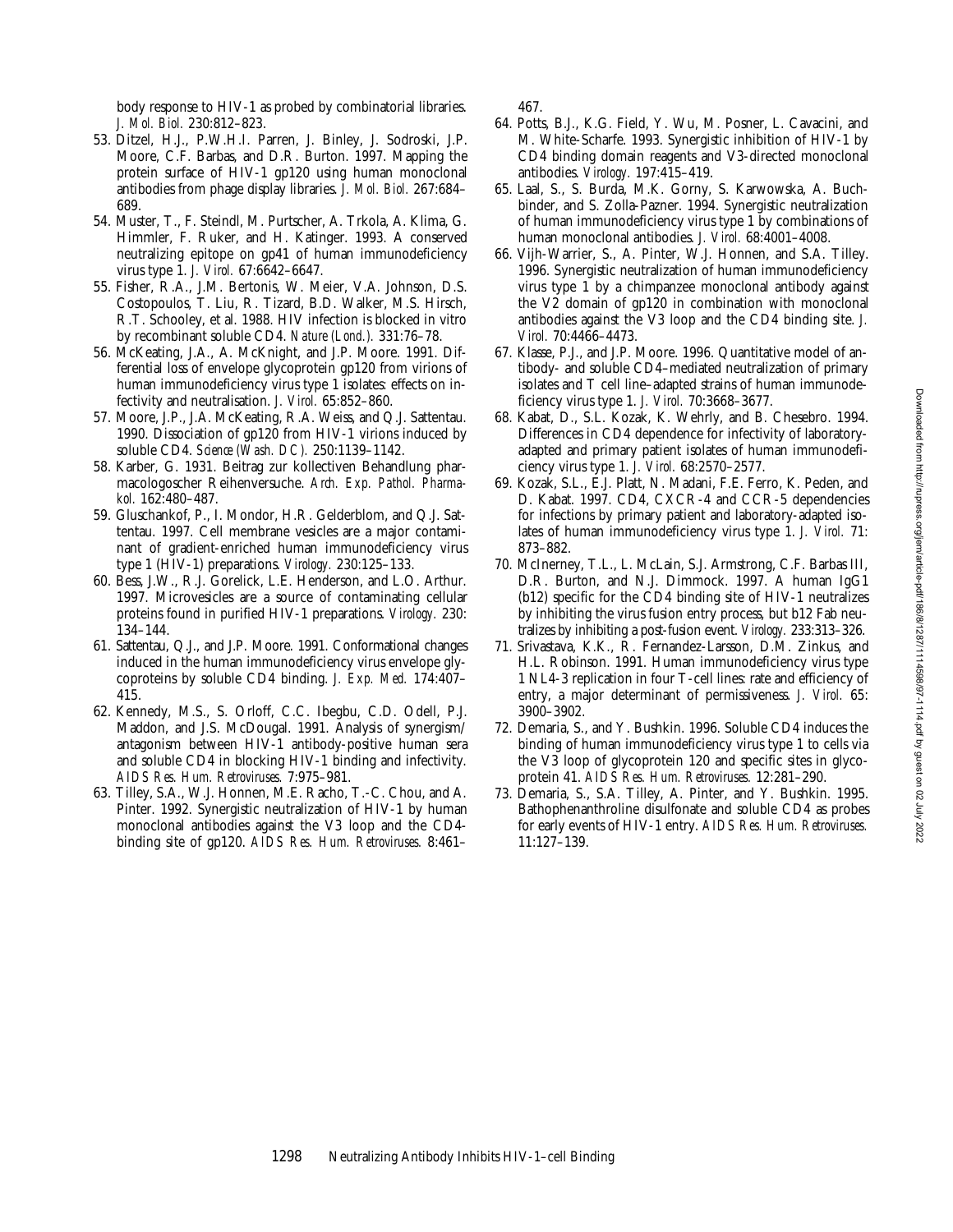body response to HIV-1 as probed by combinatorial libraries. *J. Mol. Biol.* 230:812–823.

53. Ditzel, H.J., P.W.H.I. Parren, J. Binley, J. Sodroski, J.P. Moore, C.F. Barbas, and D.R. Burton. 1997. Mapping the protein surface of HIV-1 gp120 using human monoclonal antibodies from phage display libraries. *J. Mol. Biol.* 267:684–689.
54. Muster, T., F. Steindl, M. Purtscher, A. Trkola, A. Klima, G. Himmler, F. Ruker, and H. Katinger. 1993. A conserved neutralizing epitope on gp41 of human immunodeficiency virus type 1. *J. Virol.* 67:6642–6647.
55. Fisher, R.A., J.M. Bertonis, W. Meier, V.A. Johnson, D.S. Costopoulos, T. Liu, R. Tizard, B.D. Walker, M.S. Hirsch, R.T. Schooley, et al. 1988. HIV infection is blocked in vitro by recombinant soluble CD4. *Nature (Lond.).* 331:76–78.
56. McKeating, J.A., A. McKnight, and J.P. Moore. 1991. Differential loss of envelope glycoprotein gp120 from virions of human immunodeficiency virus type 1 isolates: effects on infectivity and neutralisation. *J. Virol.* 65:852–860.
57. Moore, J.P., J.A. McKeating, R.A. Weiss, and Q.J. Sattentau. 1990. Dissociation of gp120 from HIV-1 virions induced by soluble CD4. *Science (Wash. DC).* 250:1139–1142.
58. Karber, G. 1931. Beitrag zur kollectiven Behandlung pharmacologoscher Reihenversuche. *Arch. Exp. Pathol. Pharmakol.* 162:480–487.
59. Gluschankof, P., I. Mondor, H.R. Gelderblom, and Q.J. Sattentau. 1997. Cell membrane vesicles are a major contaminant of gradient-enriched human immunodeficiency virus type 1 (HIV-1) preparations. *Virology.* 230:125–133.
60. Bess, J.W., R.J. Gorelick, L.E. Henderson, and L.O. Arthur. 1997. Microvesicles are a source of contaminating cellular proteins found in purified HIV-1 preparations. *Virology.* 230:134–144.
61. Sattentau, Q.J., and J.P. Moore. 1991. Conformational changes induced in the human immunodeficiency virus envelope glycoproteins by soluble CD4 binding. *J. Exp. Med.* 174:407–415.
62. Kennedy, M.S., S. Orloff, C.C. Ibegbu, C.D. Odell, P.J. Maddon, and J.S. McDougal. 1991. Analysis of synergism/antagonism between HIV-1 antibody-positive human sera and soluble CD4 in blocking HIV-1 binding and infectivity. *AIDS Res. Hum. Retroviruses.* 7:975–981.
63. Tilley, S.A., W.J. Honnen, M.E. Racho, T.-C. Chou, and A. Pinter. 1992. Synergistic neutralization of HIV-1 by human monoclonal antibodies against the V3 loop and the CD4-binding site of gp120. *AIDS Res. Hum. Retroviruses.* 8:461–467.
64. Potts, B.J., K.G. Field, Y. Wu, M. Posner, L. Cavacini, and M. White-Scharfe. 1993. Synergistic inhibition of HIV-1 by CD4 binding domain reagents and V3-directed monoclonal antibodies. *Virology.* 197:415–419.
65. Laal, S., S. Burda, M.K. Gorny, S. Karwowska, A. Buchbinder, and S. Zolla-Pazner. 1994. Synergistic neutralization of human immunodeficiency virus type 1 by combinations of human monoclonal antibodies. *J. Virol.* 68:4001–4008.
66. Vijh-Warrier, S., A. Pinter, W.J. Honnen, and S.A. Tilley. 1996. Synergistic neutralization of human immunodeficiency virus type 1 by a chimpanzee monoclonal antibody against the V2 domain of gp120 in combination with monoclonal antibodies against the V3 loop and the CD4 binding site. *J. Virol.* 70:4466–4473.
67. Klasse, P.J., and J.P. Moore. 1996. Quantitative model of antibody- and soluble CD4–mediated neutralization of primary isolates and T cell line–adapted strains of human immunodeficiency virus type 1. *J. Virol.* 70:3668–3677.
68. Kabat, D., S.L. Kozak, K. Wehrly, and B. Chesebro. 1994. Differences in CD4 dependence for infectivity of laboratory-adapted and primary patient isolates of human immunodeficiency virus type 1. *J. Virol.* 68:2570–2577.
69. Kozak, S.L., E.J. Platt, N. Madani, F.E. Ferro, K. Peden, and D. Kabat. 1997. CD4, CXCR-4 and CCR-5 dependencies for infections by primary patient and laboratory-adapted isolates of human immunodeficiency virus type 1. *J. Virol.* 71:873–882.
70. McInerney, T.L., L. McLain, S.J. Armstrong, C.F. Barbas III, D.R. Burton, and N.J. Dimmock. 1997. A human IgG1 (b12) specific for the CD4 binding site of HIV-1 neutralizes by inhibiting the virus fusion entry process, but b12 Fab neutralizes by inhibiting a post-fusion event. *Virology.* 233:313–326.
71. Srivastava, K.K., R. Fernandez-Larsson, D.M. Zinkus, and H.L. Robinson. 1991. Human immunodeficiency virus type 1 NL4-3 replication in four T-cell lines: rate and efficiency of entry, a major determinant of permissiveness. *J. Virol.* 65:3900–3902.
72. Demaria, S., and Y. Bushkin. 1996. Soluble CD4 induces the binding of human immunodeficiency virus type 1 to cells via the V3 loop of glycoprotein 120 and specific sites in glycoprotein 41. *AIDS Res. Hum. Retroviruses.* 12:281–290.
73. Demaria, S., S.A. Tilley, A. Pinter, and Y. Bushkin. 1995. Bathophenanthroline disulfonate and soluble CD4 as probes for early events of HIV-1 entry. *AIDS Res. Hum. Retroviruses.* 11:127–139.